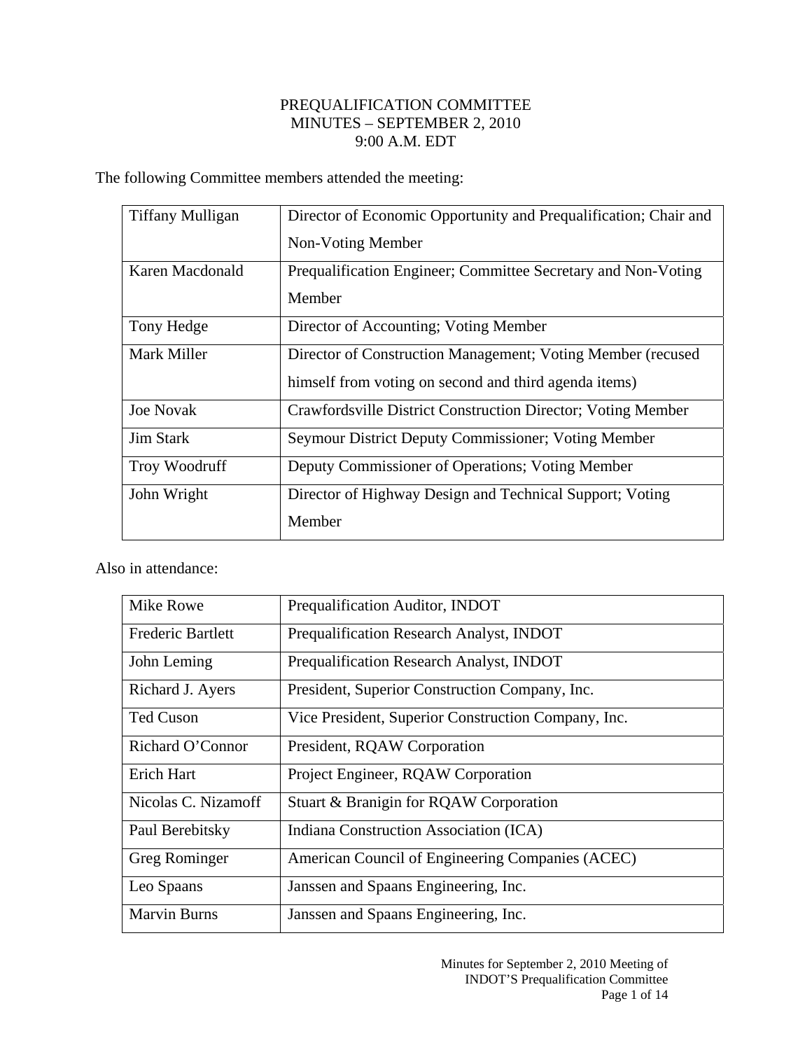# PREQUALIFICATION COMMITTEE
## MINUTES – SEPTEMBER 2, 2010
### 9:00 A.M. EDT

The following Committee members attended the meeting:

| | |
|---|---|
| Tiffany Mulligan | Director of Economic Opportunity and Prequalification; Chair and Non-Voting Member |
| Karen Macdonald | Prequalification Engineer; Committee Secretary and Non-Voting Member |
| Tony Hedge | Director of Accounting; Voting Member |
| Mark Miller | Director of Construction Management; Voting Member (recused himself from voting on second and third agenda items) |
| Joe Novak | Crawfordsville District Construction Director; Voting Member |
| Jim Stark | Seymour District Deputy Commissioner; Voting Member |
| Troy Woodruff | Deputy Commissioner of Operations; Voting Member |
| John Wright | Director of Highway Design and Technical Support; Voting Member |

Also in attendance:

| | |
|---|---|
| Mike Rowe | Prequalification Auditor, INDOT |
| Frederic Bartlett | Prequalification Research Analyst, INDOT |
| John Leming | Prequalification Research Analyst, INDOT |
| Richard J. Ayers | President, Superior Construction Company, Inc. |
| Ted Cuson | Vice President, Superior Construction Company, Inc. |
| Richard O'Connor | President, RQAW Corporation |
| Erich Hart | Project Engineer, RQAW Corporation |
| Nicolas C. Nizamoff | Stuart & Branigin for RQAW Corporation |
| Paul Berebitsky | Indiana Construction Association (ICA) |
| Greg Rominger | American Council of Engineering Companies (ACEC) |
| Leo Spaans | Janssen and Spaans Engineering, Inc. |
| Marvin Burns | Janssen and Spaans Engineering, Inc. |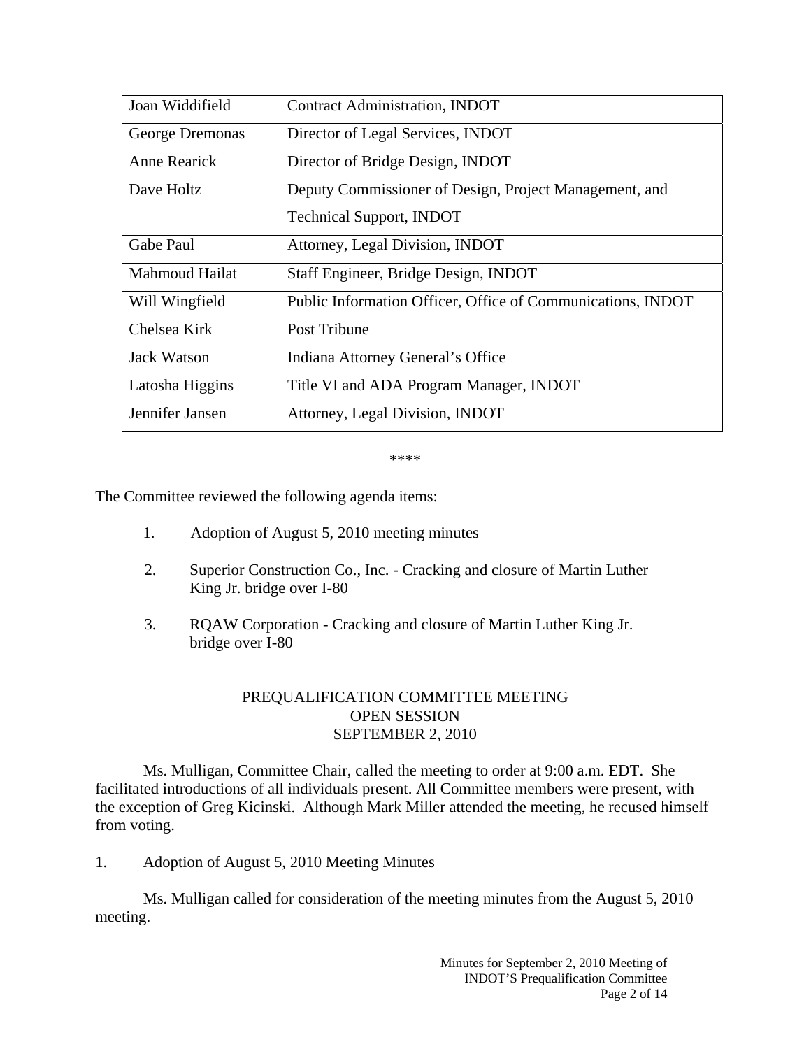| | |
|---|---|
| Joan Widdifield | Contract Administration, INDOT |
| George Dremonas | Director of Legal Services, INDOT |
| Anne Rearick | Director of Bridge Design, INDOT |
| Dave Holtz | Deputy Commissioner of Design, Project Management, and Technical Support, INDOT |
| Gabe Paul | Attorney, Legal Division, INDOT |
| Mahmoud Hailat | Staff Engineer, Bridge Design, INDOT |
| Will Wingfield | Public Information Officer, Office of Communications, INDOT |
| Chelsea Kirk | Post Tribune |
| Jack Watson | Indiana Attorney General's Office |
| Latosha Higgins | Title VI and ADA Program Manager, INDOT |
| Jennifer Jansen | Attorney, Legal Division, INDOT |

****

The Committee reviewed the following agenda items:

1. Adoption of August 5, 2010 meeting minutes
2. Superior Construction Co., Inc. - Cracking and closure of Martin Luther King Jr. bridge over I-80
3. RQAW Corporation - Cracking and closure of Martin Luther King Jr. bridge over I-80

PREQUALIFICATION COMMITTEE MEETING
OPEN SESSION
SEPTEMBER 2, 2010

Ms. Mulligan, Committee Chair, called the meeting to order at 9:00 a.m. EDT. She facilitated introductions of all individuals present. All Committee members were present, with the exception of Greg Kicinski. Although Mark Miller attended the meeting, he recused himself from voting.

1. Adoption of August 5, 2010 Meeting Minutes

Ms. Mulligan called for consideration of the meeting minutes from the August 5, 2010 meeting.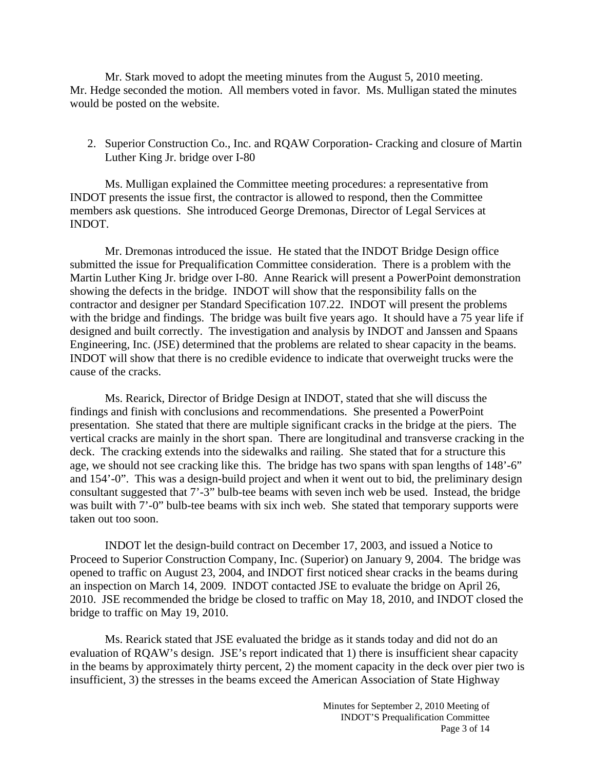Mr. Stark moved to adopt the meeting minutes from the August 5, 2010 meeting. Mr. Hedge seconded the motion. All members voted in favor. Ms. Mulligan stated the minutes would be posted on the website.

2. Superior Construction Co., Inc. and RQAW Corporation- Cracking and closure of Martin Luther King Jr. bridge over I-80

Ms. Mulligan explained the Committee meeting procedures: a representative from INDOT presents the issue first, the contractor is allowed to respond, then the Committee members ask questions. She introduced George Dremonas, Director of Legal Services at INDOT.

Mr. Dremonas introduced the issue. He stated that the INDOT Bridge Design office submitted the issue for Prequalification Committee consideration. There is a problem with the Martin Luther King Jr. bridge over I-80. Anne Rearick will present a PowerPoint demonstration showing the defects in the bridge. INDOT will show that the responsibility falls on the contractor and designer per Standard Specification 107.22. INDOT will present the problems with the bridge and findings. The bridge was built five years ago. It should have a 75 year life if designed and built correctly. The investigation and analysis by INDOT and Janssen and Spaans Engineering, Inc. (JSE) determined that the problems are related to shear capacity in the beams. INDOT will show that there is no credible evidence to indicate that overweight trucks were the cause of the cracks.

Ms. Rearick, Director of Bridge Design at INDOT, stated that she will discuss the findings and finish with conclusions and recommendations. She presented a PowerPoint presentation. She stated that there are multiple significant cracks in the bridge at the piers. The vertical cracks are mainly in the short span. There are longitudinal and transverse cracking in the deck. The cracking extends into the sidewalks and railing. She stated that for a structure this age, we should not see cracking like this. The bridge has two spans with span lengths of 148'-6" and 154'-0". This was a design-build project and when it went out to bid, the preliminary design consultant suggested that 7'-3" bulb-tee beams with seven inch web be used. Instead, the bridge was built with 7'-0" bulb-tee beams with six inch web. She stated that temporary supports were taken out too soon.

INDOT let the design-build contract on December 17, 2003, and issued a Notice to Proceed to Superior Construction Company, Inc. (Superior) on January 9, 2004. The bridge was opened to traffic on August 23, 2004, and INDOT first noticed shear cracks in the beams during an inspection on March 14, 2009. INDOT contacted JSE to evaluate the bridge on April 26, 2010. JSE recommended the bridge be closed to traffic on May 18, 2010, and INDOT closed the bridge to traffic on May 19, 2010.

Ms. Rearick stated that JSE evaluated the bridge as it stands today and did not do an evaluation of RQAW's design. JSE's report indicated that 1) there is insufficient shear capacity in the beams by approximately thirty percent, 2) the moment capacity in the deck over pier two is insufficient, 3) the stresses in the beams exceed the American Association of State Highway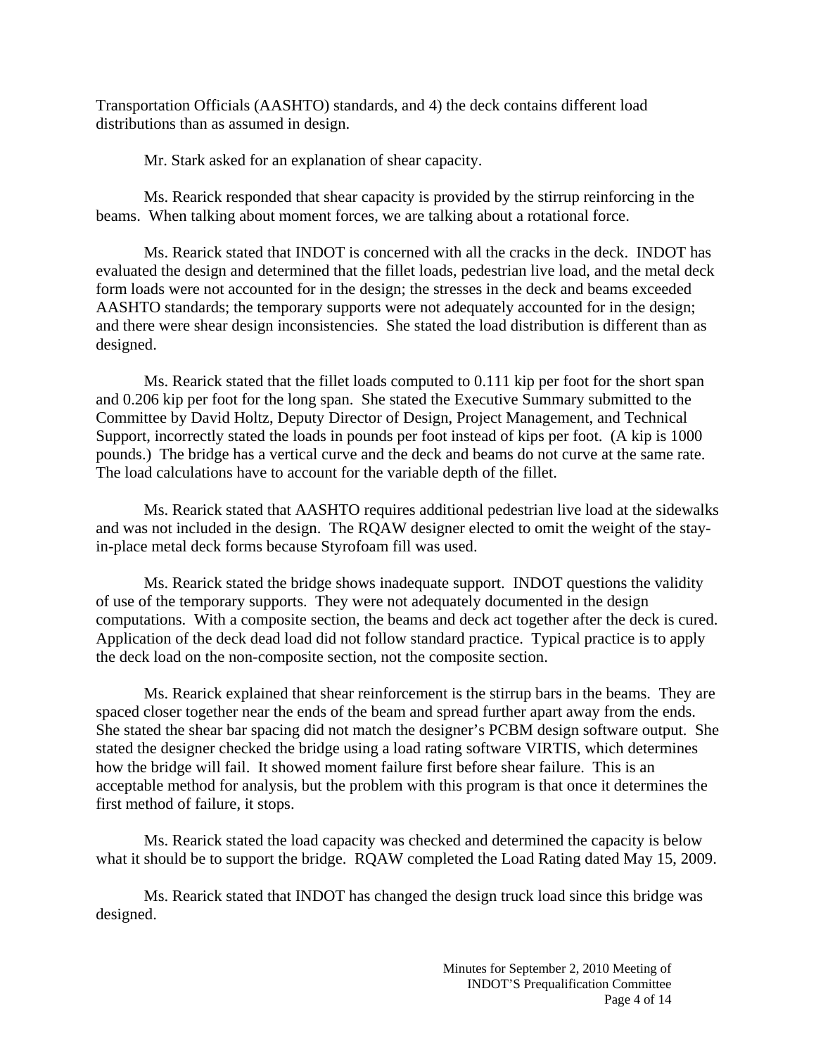Transportation Officials (AASHTO) standards, and 4) the deck contains different load distributions than as assumed in design.

Mr. Stark asked for an explanation of shear capacity.

Ms. Rearick responded that shear capacity is provided by the stirrup reinforcing in the beams. When talking about moment forces, we are talking about a rotational force.

Ms. Rearick stated that INDOT is concerned with all the cracks in the deck. INDOT has evaluated the design and determined that the fillet loads, pedestrian live load, and the metal deck form loads were not accounted for in the design; the stresses in the deck and beams exceeded AASHTO standards; the temporary supports were not adequately accounted for in the design; and there were shear design inconsistencies. She stated the load distribution is different than as designed.

Ms. Rearick stated that the fillet loads computed to 0.111 kip per foot for the short span and 0.206 kip per foot for the long span. She stated the Executive Summary submitted to the Committee by David Holtz, Deputy Director of Design, Project Management, and Technical Support, incorrectly stated the loads in pounds per foot instead of kips per foot. (A kip is 1000 pounds.) The bridge has a vertical curve and the deck and beams do not curve at the same rate. The load calculations have to account for the variable depth of the fillet.

Ms. Rearick stated that AASHTO requires additional pedestrian live load at the sidewalks and was not included in the design. The RQAW designer elected to omit the weight of the stay-in-place metal deck forms because Styrofoam fill was used.

Ms. Rearick stated the bridge shows inadequate support. INDOT questions the validity of use of the temporary supports. They were not adequately documented in the design computations. With a composite section, the beams and deck act together after the deck is cured. Application of the deck dead load did not follow standard practice. Typical practice is to apply the deck load on the non-composite section, not the composite section.

Ms. Rearick explained that shear reinforcement is the stirrup bars in the beams. They are spaced closer together near the ends of the beam and spread further apart away from the ends. She stated the shear bar spacing did not match the designer's PCBM design software output. She stated the designer checked the bridge using a load rating software VIRTIS, which determines how the bridge will fail. It showed moment failure first before shear failure. This is an acceptable method for analysis, but the problem with this program is that once it determines the first method of failure, it stops.

Ms. Rearick stated the load capacity was checked and determined the capacity is below what it should be to support the bridge. RQAW completed the Load Rating dated May 15, 2009.

Ms. Rearick stated that INDOT has changed the design truck load since this bridge was designed.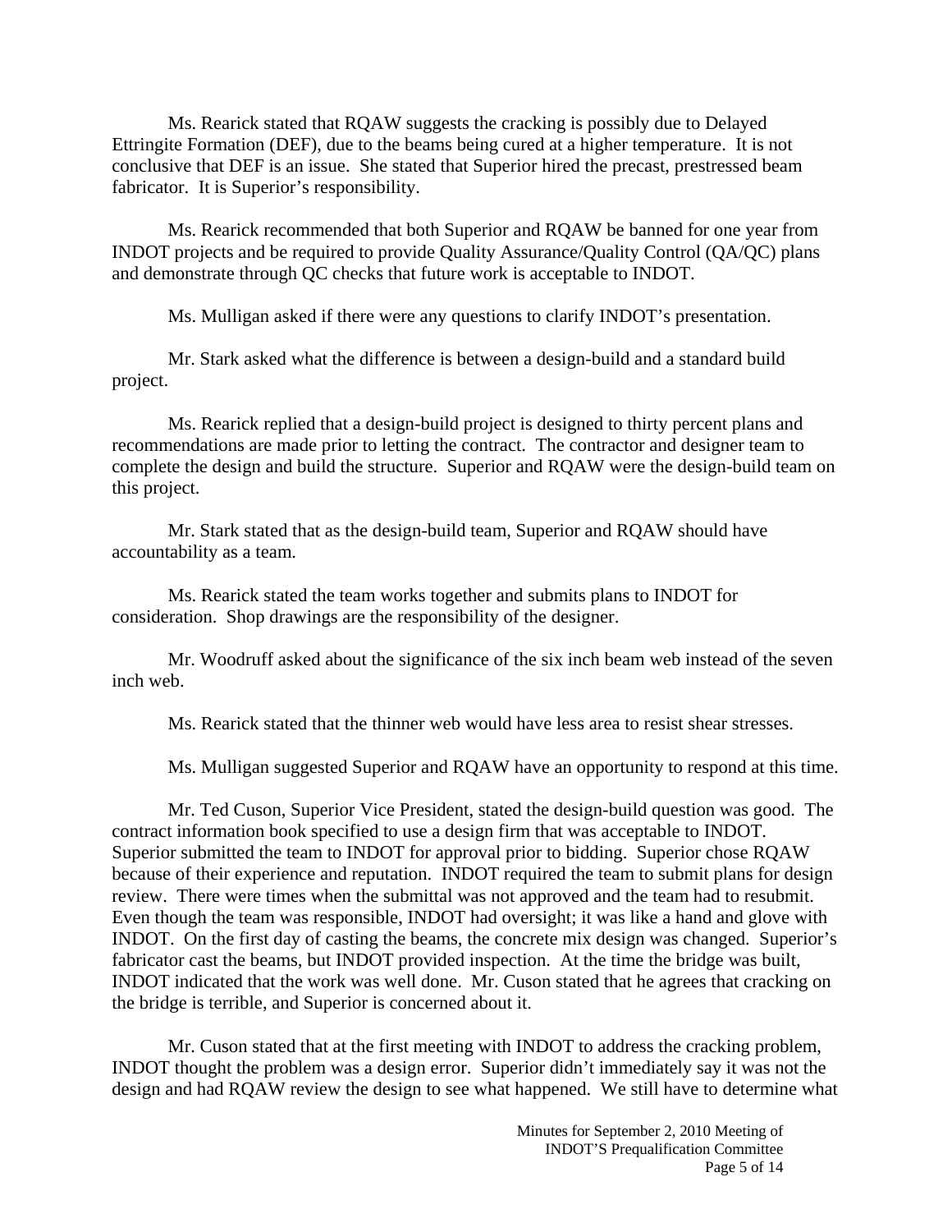Ms. Rearick stated that RQAW suggests the cracking is possibly due to Delayed Ettringite Formation (DEF), due to the beams being cured at a higher temperature. It is not conclusive that DEF is an issue. She stated that Superior hired the precast, prestressed beam fabricator. It is Superior's responsibility.

Ms. Rearick recommended that both Superior and RQAW be banned for one year from INDOT projects and be required to provide Quality Assurance/Quality Control (QA/QC) plans and demonstrate through QC checks that future work is acceptable to INDOT.

Ms. Mulligan asked if there were any questions to clarify INDOT's presentation.

Mr. Stark asked what the difference is between a design-build and a standard build project.

Ms. Rearick replied that a design-build project is designed to thirty percent plans and recommendations are made prior to letting the contract. The contractor and designer team to complete the design and build the structure. Superior and RQAW were the design-build team on this project.

Mr. Stark stated that as the design-build team, Superior and RQAW should have accountability as a team.

Ms. Rearick stated the team works together and submits plans to INDOT for consideration. Shop drawings are the responsibility of the designer.

Mr. Woodruff asked about the significance of the six inch beam web instead of the seven inch web.

Ms. Rearick stated that the thinner web would have less area to resist shear stresses.

Ms. Mulligan suggested Superior and RQAW have an opportunity to respond at this time.

Mr. Ted Cuson, Superior Vice President, stated the design-build question was good. The contract information book specified to use a design firm that was acceptable to INDOT. Superior submitted the team to INDOT for approval prior to bidding. Superior chose RQAW because of their experience and reputation. INDOT required the team to submit plans for design review. There were times when the submittal was not approved and the team had to resubmit. Even though the team was responsible, INDOT had oversight; it was like a hand and glove with INDOT. On the first day of casting the beams, the concrete mix design was changed. Superior's fabricator cast the beams, but INDOT provided inspection. At the time the bridge was built, INDOT indicated that the work was well done. Mr. Cuson stated that he agrees that cracking on the bridge is terrible, and Superior is concerned about it.

Mr. Cuson stated that at the first meeting with INDOT to address the cracking problem, INDOT thought the problem was a design error. Superior didn't immediately say it was not the design and had RQAW review the design to see what happened. We still have to determine what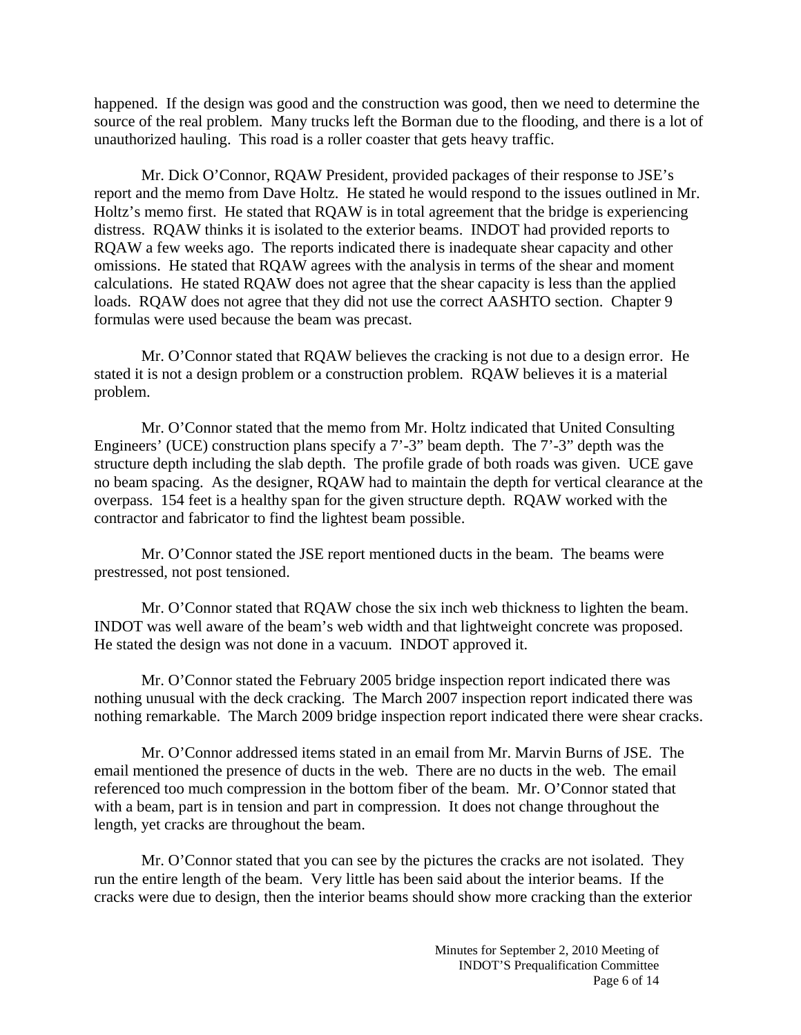happened. If the design was good and the construction was good, then we need to determine the source of the real problem. Many trucks left the Borman due to the flooding, and there is a lot of unauthorized hauling. This road is a roller coaster that gets heavy traffic.

Mr. Dick O'Connor, RQAW President, provided packages of their response to JSE's report and the memo from Dave Holtz. He stated he would respond to the issues outlined in Mr. Holtz's memo first. He stated that RQAW is in total agreement that the bridge is experiencing distress. RQAW thinks it is isolated to the exterior beams. INDOT had provided reports to RQAW a few weeks ago. The reports indicated there is inadequate shear capacity and other omissions. He stated that RQAW agrees with the analysis in terms of the shear and moment calculations. He stated RQAW does not agree that the shear capacity is less than the applied loads. RQAW does not agree that they did not use the correct AASHTO section. Chapter 9 formulas were used because the beam was precast.

Mr. O'Connor stated that RQAW believes the cracking is not due to a design error. He stated it is not a design problem or a construction problem. RQAW believes it is a material problem.

Mr. O'Connor stated that the memo from Mr. Holtz indicated that United Consulting Engineers' (UCE) construction plans specify a 7'-3" beam depth. The 7'-3" depth was the structure depth including the slab depth. The profile grade of both roads was given. UCE gave no beam spacing. As the designer, RQAW had to maintain the depth for vertical clearance at the overpass. 154 feet is a healthy span for the given structure depth. RQAW worked with the contractor and fabricator to find the lightest beam possible.

Mr. O'Connor stated the JSE report mentioned ducts in the beam. The beams were prestressed, not post tensioned.

Mr. O'Connor stated that RQAW chose the six inch web thickness to lighten the beam. INDOT was well aware of the beam's web width and that lightweight concrete was proposed. He stated the design was not done in a vacuum. INDOT approved it.

Mr. O'Connor stated the February 2005 bridge inspection report indicated there was nothing unusual with the deck cracking. The March 2007 inspection report indicated there was nothing remarkable. The March 2009 bridge inspection report indicated there were shear cracks.

Mr. O'Connor addressed items stated in an email from Mr. Marvin Burns of JSE. The email mentioned the presence of ducts in the web. There are no ducts in the web. The email referenced too much compression in the bottom fiber of the beam. Mr. O'Connor stated that with a beam, part is in tension and part in compression. It does not change throughout the length, yet cracks are throughout the beam.

Mr. O'Connor stated that you can see by the pictures the cracks are not isolated. They run the entire length of the beam. Very little has been said about the interior beams. If the cracks were due to design, then the interior beams should show more cracking than the exterior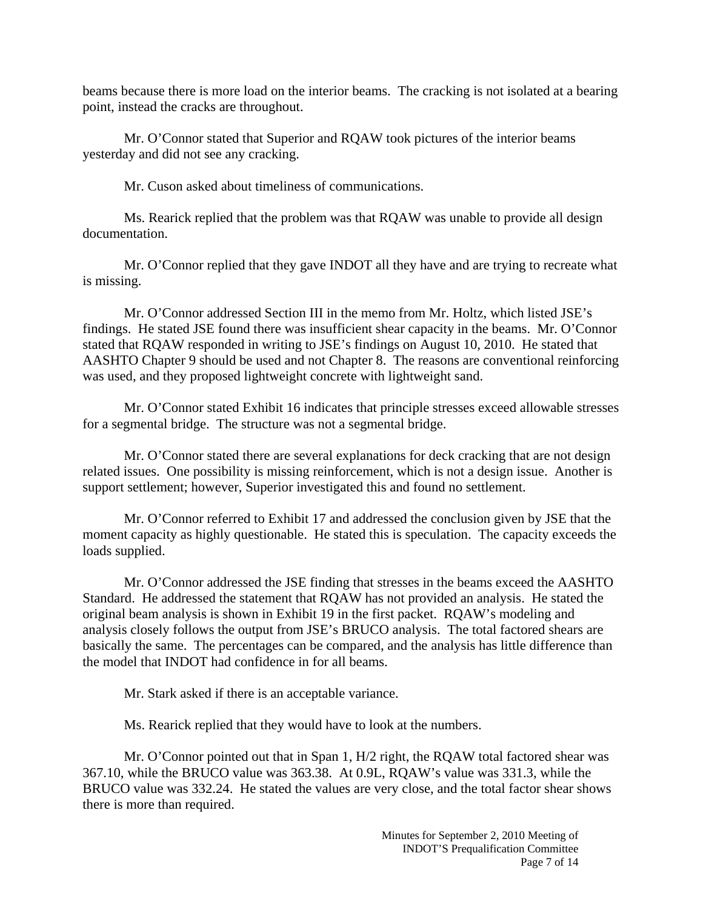beams because there is more load on the interior beams. The cracking is not isolated at a bearing point, instead the cracks are throughout.

Mr. O'Connor stated that Superior and RQAW took pictures of the interior beams yesterday and did not see any cracking.

Mr. Cuson asked about timeliness of communications.

Ms. Rearick replied that the problem was that RQAW was unable to provide all design documentation.

Mr. O'Connor replied that they gave INDOT all they have and are trying to recreate what is missing.

Mr. O'Connor addressed Section III in the memo from Mr. Holtz, which listed JSE's findings. He stated JSE found there was insufficient shear capacity in the beams. Mr. O'Connor stated that RQAW responded in writing to JSE's findings on August 10, 2010. He stated that AASHTO Chapter 9 should be used and not Chapter 8. The reasons are conventional reinforcing was used, and they proposed lightweight concrete with lightweight sand.

Mr. O'Connor stated Exhibit 16 indicates that principle stresses exceed allowable stresses for a segmental bridge. The structure was not a segmental bridge.

Mr. O'Connor stated there are several explanations for deck cracking that are not design related issues. One possibility is missing reinforcement, which is not a design issue. Another is support settlement; however, Superior investigated this and found no settlement.

Mr. O'Connor referred to Exhibit 17 and addressed the conclusion given by JSE that the moment capacity as highly questionable. He stated this is speculation. The capacity exceeds the loads supplied.

Mr. O'Connor addressed the JSE finding that stresses in the beams exceed the AASHTO Standard. He addressed the statement that RQAW has not provided an analysis. He stated the original beam analysis is shown in Exhibit 19 in the first packet. RQAW's modeling and analysis closely follows the output from JSE's BRUCO analysis. The total factored shears are basically the same. The percentages can be compared, and the analysis has little difference than the model that INDOT had confidence in for all beams.

Mr. Stark asked if there is an acceptable variance.

Ms. Rearick replied that they would have to look at the numbers.

Mr. O'Connor pointed out that in Span 1, H/2 right, the RQAW total factored shear was 367.10, while the BRUCO value was 363.38. At 0.9L, RQAW's value was 331.3, while the BRUCO value was 332.24. He stated the values are very close, and the total factor shear shows there is more than required.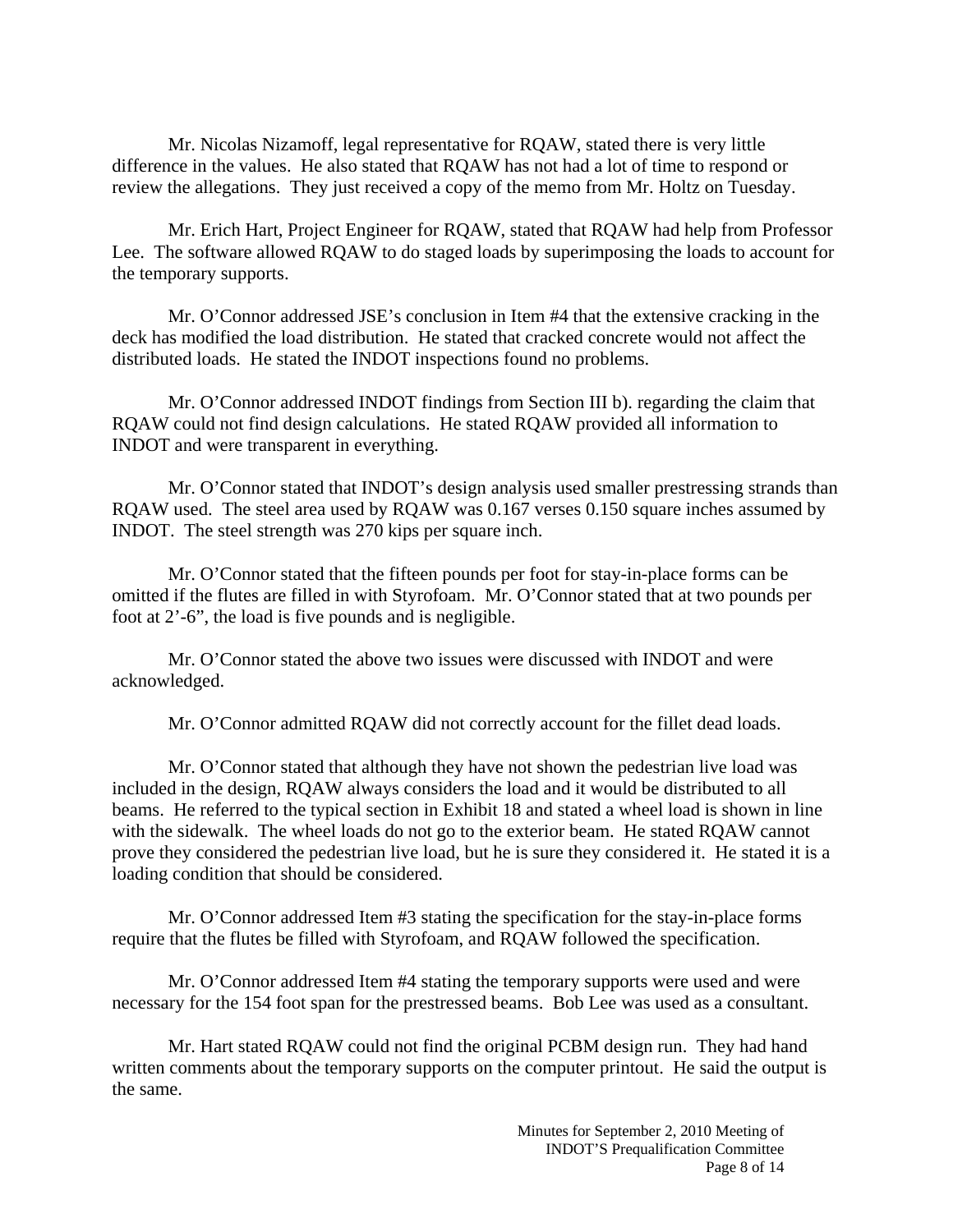Mr. Nicolas Nizamoff, legal representative for RQAW, stated there is very little difference in the values. He also stated that RQAW has not had a lot of time to respond or review the allegations. They just received a copy of the memo from Mr. Holtz on Tuesday.

Mr. Erich Hart, Project Engineer for RQAW, stated that RQAW had help from Professor Lee. The software allowed RQAW to do staged loads by superimposing the loads to account for the temporary supports.

Mr. O'Connor addressed JSE's conclusion in Item #4 that the extensive cracking in the deck has modified the load distribution. He stated that cracked concrete would not affect the distributed loads. He stated the INDOT inspections found no problems.

Mr. O'Connor addressed INDOT findings from Section III b). regarding the claim that RQAW could not find design calculations. He stated RQAW provided all information to INDOT and were transparent in everything.

Mr. O'Connor stated that INDOT's design analysis used smaller prestressing strands than RQAW used. The steel area used by RQAW was 0.167 verses 0.150 square inches assumed by INDOT. The steel strength was 270 kips per square inch.

Mr. O'Connor stated that the fifteen pounds per foot for stay-in-place forms can be omitted if the flutes are filled in with Styrofoam. Mr. O'Connor stated that at two pounds per foot at 2'-6", the load is five pounds and is negligible.

Mr. O'Connor stated the above two issues were discussed with INDOT and were acknowledged.

Mr. O'Connor admitted RQAW did not correctly account for the fillet dead loads.

Mr. O'Connor stated that although they have not shown the pedestrian live load was included in the design, RQAW always considers the load and it would be distributed to all beams. He referred to the typical section in Exhibit 18 and stated a wheel load is shown in line with the sidewalk. The wheel loads do not go to the exterior beam. He stated RQAW cannot prove they considered the pedestrian live load, but he is sure they considered it. He stated it is a loading condition that should be considered.

Mr. O'Connor addressed Item #3 stating the specification for the stay-in-place forms require that the flutes be filled with Styrofoam, and RQAW followed the specification.

Mr. O'Connor addressed Item #4 stating the temporary supports were used and were necessary for the 154 foot span for the prestressed beams. Bob Lee was used as a consultant.

Mr. Hart stated RQAW could not find the original PCBM design run. They had hand written comments about the temporary supports on the computer printout. He said the output is the same.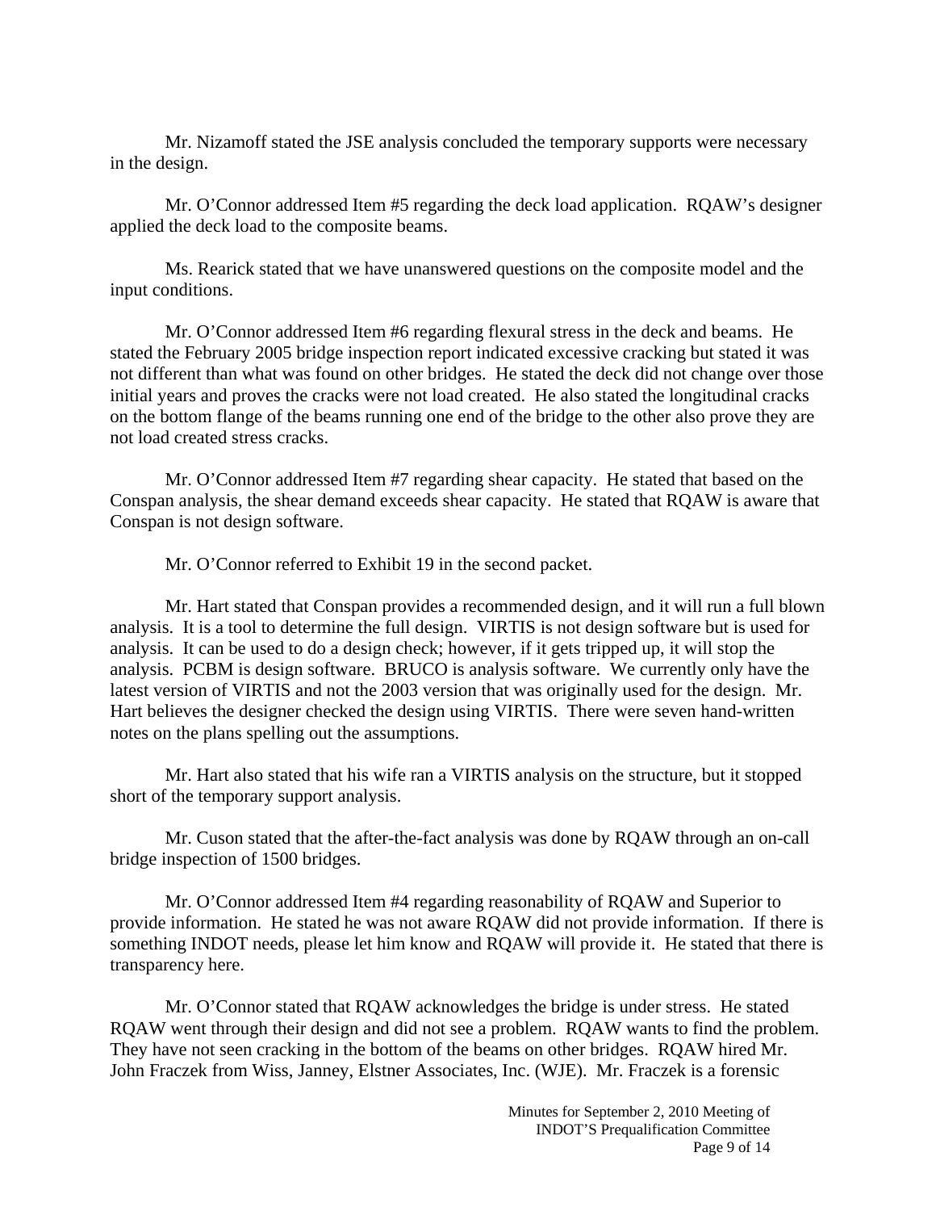Mr. Nizamoff stated the JSE analysis concluded the temporary supports were necessary in the design.

Mr. O'Connor addressed Item #5 regarding the deck load application. RQAW's designer applied the deck load to the composite beams.

Ms. Rearick stated that we have unanswered questions on the composite model and the input conditions.

Mr. O'Connor addressed Item #6 regarding flexural stress in the deck and beams. He stated the February 2005 bridge inspection report indicated excessive cracking but stated it was not different than what was found on other bridges. He stated the deck did not change over those initial years and proves the cracks were not load created. He also stated the longitudinal cracks on the bottom flange of the beams running one end of the bridge to the other also prove they are not load created stress cracks.

Mr. O'Connor addressed Item #7 regarding shear capacity. He stated that based on the Conspan analysis, the shear demand exceeds shear capacity. He stated that RQAW is aware that Conspan is not design software.

Mr. O'Connor referred to Exhibit 19 in the second packet.

Mr. Hart stated that Conspan provides a recommended design, and it will run a full blown analysis. It is a tool to determine the full design. VIRTIS is not design software but is used for analysis. It can be used to do a design check; however, if it gets tripped up, it will stop the analysis. PCBM is design software. BRUCO is analysis software. We currently only have the latest version of VIRTIS and not the 2003 version that was originally used for the design. Mr. Hart believes the designer checked the design using VIRTIS. There were seven hand-written notes on the plans spelling out the assumptions.

Mr. Hart also stated that his wife ran a VIRTIS analysis on the structure, but it stopped short of the temporary support analysis.

Mr. Cuson stated that the after-the-fact analysis was done by RQAW through an on-call bridge inspection of 1500 bridges.

Mr. O'Connor addressed Item #4 regarding reasonability of RQAW and Superior to provide information. He stated he was not aware RQAW did not provide information. If there is something INDOT needs, please let him know and RQAW will provide it. He stated that there is transparency here.

Mr. O'Connor stated that RQAW acknowledges the bridge is under stress. He stated RQAW went through their design and did not see a problem. RQAW wants to find the problem. They have not seen cracking in the bottom of the beams on other bridges. RQAW hired Mr. John Fraczek from Wiss, Janney, Elstner Associates, Inc. (WJE). Mr. Fraczek is a forensic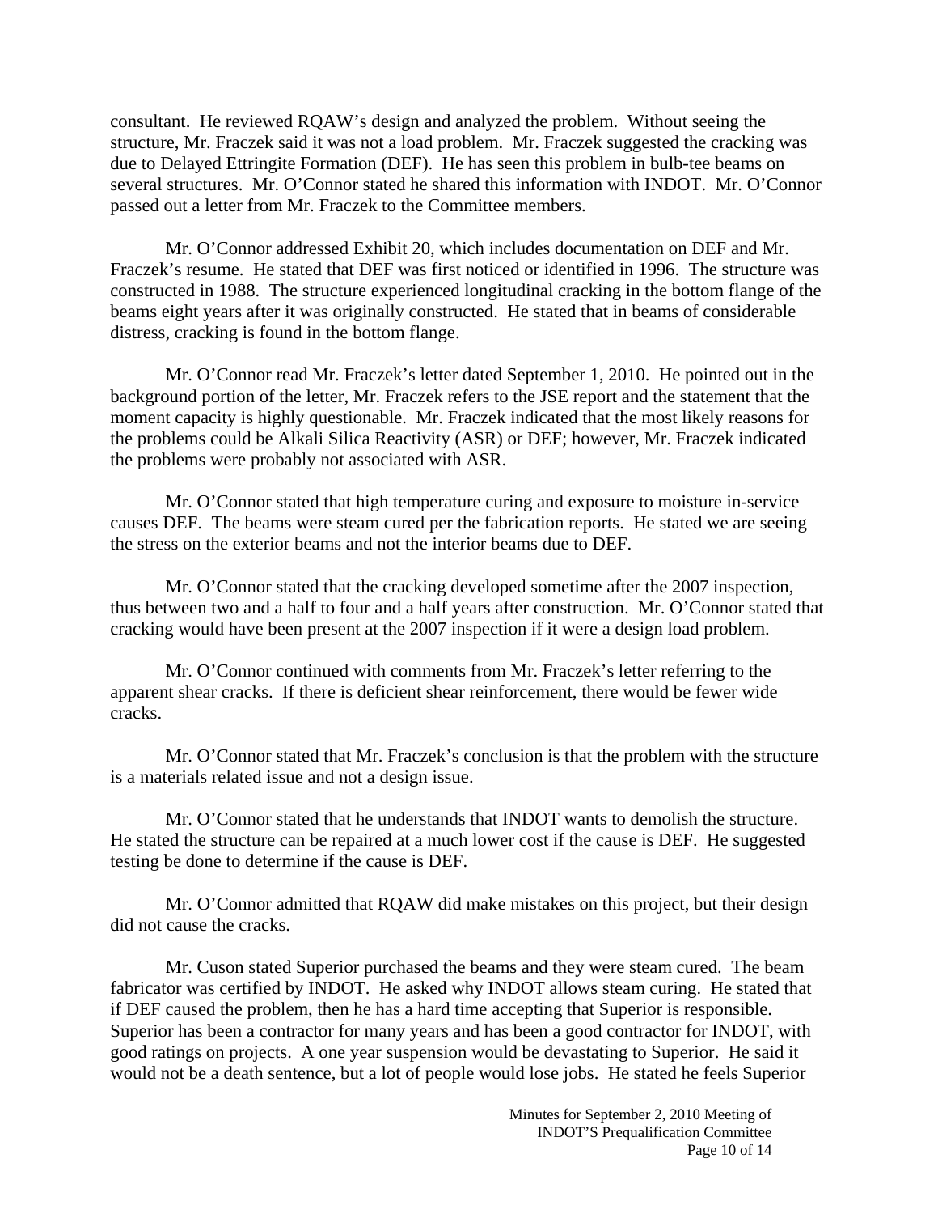consultant. He reviewed RQAW's design and analyzed the problem. Without seeing the structure, Mr. Fraczek said it was not a load problem. Mr. Fraczek suggested the cracking was due to Delayed Ettringite Formation (DEF). He has seen this problem in bulb-tee beams on several structures. Mr. O'Connor stated he shared this information with INDOT. Mr. O'Connor passed out a letter from Mr. Fraczek to the Committee members.

Mr. O'Connor addressed Exhibit 20, which includes documentation on DEF and Mr. Fraczek's resume. He stated that DEF was first noticed or identified in 1996. The structure was constructed in 1988. The structure experienced longitudinal cracking in the bottom flange of the beams eight years after it was originally constructed. He stated that in beams of considerable distress, cracking is found in the bottom flange.

Mr. O'Connor read Mr. Fraczek's letter dated September 1, 2010. He pointed out in the background portion of the letter, Mr. Fraczek refers to the JSE report and the statement that the moment capacity is highly questionable. Mr. Fraczek indicated that the most likely reasons for the problems could be Alkali Silica Reactivity (ASR) or DEF; however, Mr. Fraczek indicated the problems were probably not associated with ASR.

Mr. O'Connor stated that high temperature curing and exposure to moisture in-service causes DEF. The beams were steam cured per the fabrication reports. He stated we are seeing the stress on the exterior beams and not the interior beams due to DEF.

Mr. O'Connor stated that the cracking developed sometime after the 2007 inspection, thus between two and a half to four and a half years after construction. Mr. O'Connor stated that cracking would have been present at the 2007 inspection if it were a design load problem.

Mr. O'Connor continued with comments from Mr. Fraczek's letter referring to the apparent shear cracks. If there is deficient shear reinforcement, there would be fewer wide cracks.

Mr. O'Connor stated that Mr. Fraczek's conclusion is that the problem with the structure is a materials related issue and not a design issue.

Mr. O'Connor stated that he understands that INDOT wants to demolish the structure. He stated the structure can be repaired at a much lower cost if the cause is DEF. He suggested testing be done to determine if the cause is DEF.

Mr. O'Connor admitted that RQAW did make mistakes on this project, but their design did not cause the cracks.

Mr. Cuson stated Superior purchased the beams and they were steam cured. The beam fabricator was certified by INDOT. He asked why INDOT allows steam curing. He stated that if DEF caused the problem, then he has a hard time accepting that Superior is responsible. Superior has been a contractor for many years and has been a good contractor for INDOT, with good ratings on projects. A one year suspension would be devastating to Superior. He said it would not be a death sentence, but a lot of people would lose jobs. He stated he feels Superior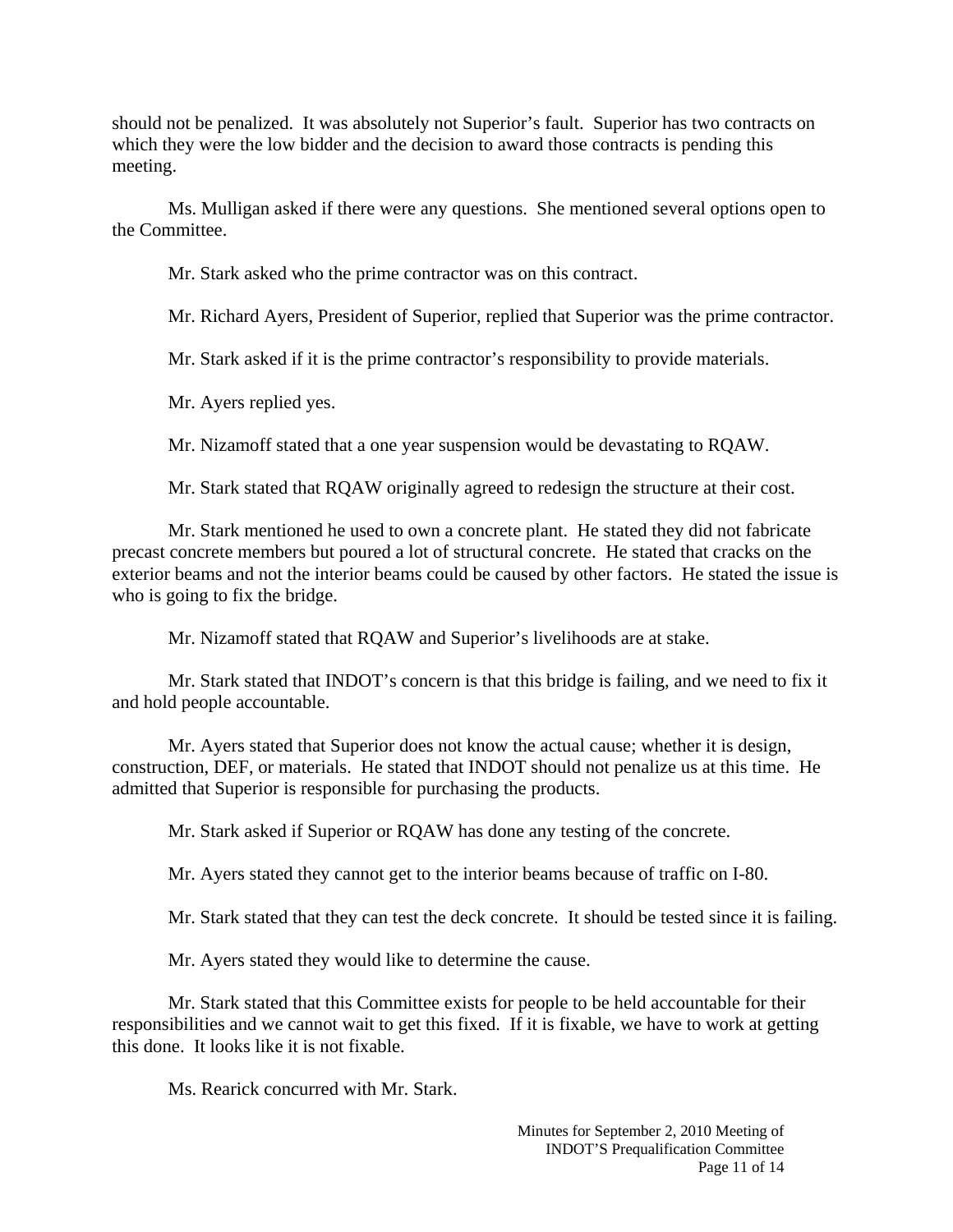should not be penalized. It was absolutely not Superior's fault. Superior has two contracts on which they were the low bidder and the decision to award those contracts is pending this meeting.

Ms. Mulligan asked if there were any questions. She mentioned several options open to the Committee.

Mr. Stark asked who the prime contractor was on this contract.

Mr. Richard Ayers, President of Superior, replied that Superior was the prime contractor.

Mr. Stark asked if it is the prime contractor's responsibility to provide materials.

Mr. Ayers replied yes.

Mr. Nizamoff stated that a one year suspension would be devastating to RQAW.

Mr. Stark stated that RQAW originally agreed to redesign the structure at their cost.

Mr. Stark mentioned he used to own a concrete plant. He stated they did not fabricate precast concrete members but poured a lot of structural concrete. He stated that cracks on the exterior beams and not the interior beams could be caused by other factors. He stated the issue is who is going to fix the bridge.

Mr. Nizamoff stated that RQAW and Superior's livelihoods are at stake.

Mr. Stark stated that INDOT's concern is that this bridge is failing, and we need to fix it and hold people accountable.

Mr. Ayers stated that Superior does not know the actual cause; whether it is design, construction, DEF, or materials. He stated that INDOT should not penalize us at this time. He admitted that Superior is responsible for purchasing the products.

Mr. Stark asked if Superior or RQAW has done any testing of the concrete.

Mr. Ayers stated they cannot get to the interior beams because of traffic on I-80.

Mr. Stark stated that they can test the deck concrete. It should be tested since it is failing.

Mr. Ayers stated they would like to determine the cause.

Mr. Stark stated that this Committee exists for people to be held accountable for their responsibilities and we cannot wait to get this fixed. If it is fixable, we have to work at getting this done. It looks like it is not fixable.

Ms. Rearick concurred with Mr. Stark.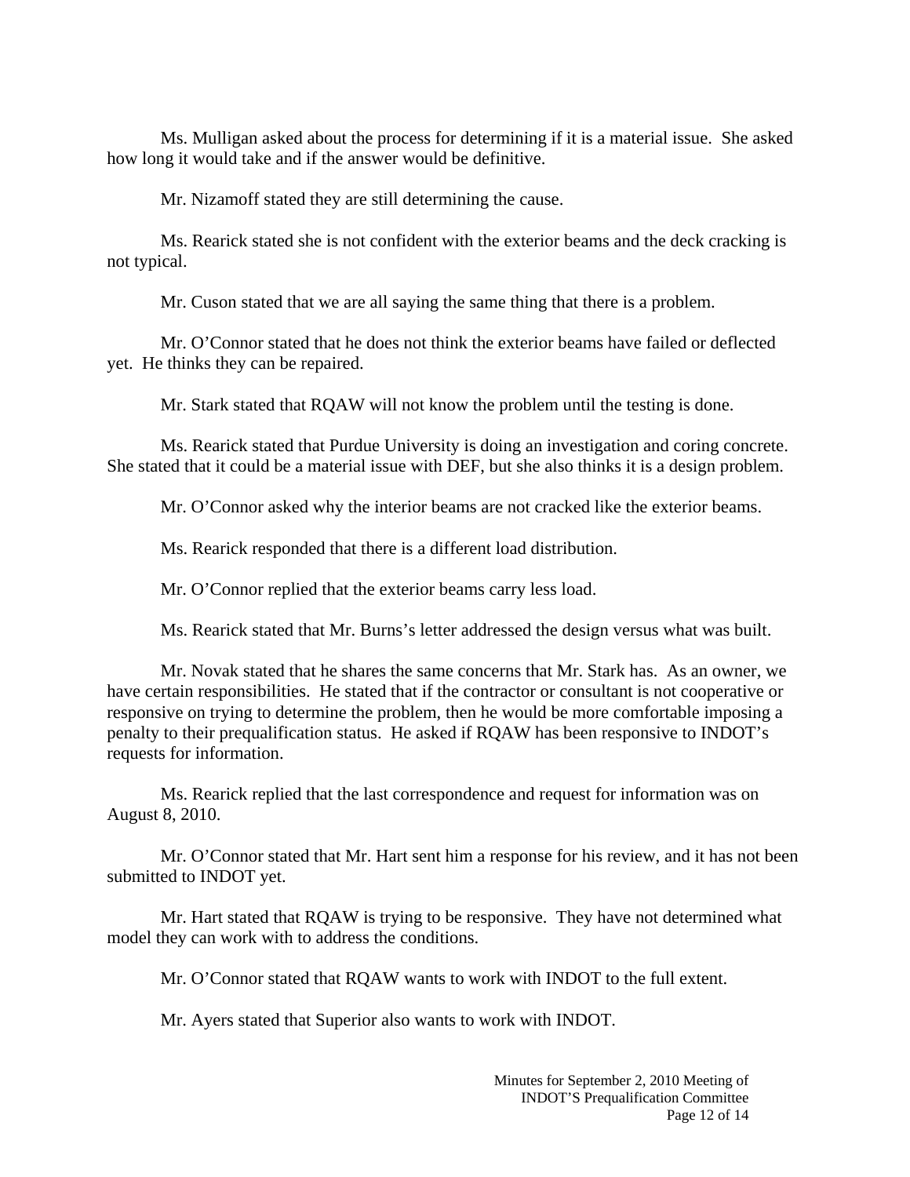Ms. Mulligan asked about the process for determining if it is a material issue. She asked how long it would take and if the answer would be definitive.

Mr. Nizamoff stated they are still determining the cause.

Ms. Rearick stated she is not confident with the exterior beams and the deck cracking is not typical.

Mr. Cuson stated that we are all saying the same thing that there is a problem.

Mr. O'Connor stated that he does not think the exterior beams have failed or deflected yet. He thinks they can be repaired.

Mr. Stark stated that RQAW will not know the problem until the testing is done.

Ms. Rearick stated that Purdue University is doing an investigation and coring concrete. She stated that it could be a material issue with DEF, but she also thinks it is a design problem.

Mr. O'Connor asked why the interior beams are not cracked like the exterior beams.

Ms. Rearick responded that there is a different load distribution.

Mr. O'Connor replied that the exterior beams carry less load.

Ms. Rearick stated that Mr. Burns's letter addressed the design versus what was built.

Mr. Novak stated that he shares the same concerns that Mr. Stark has. As an owner, we have certain responsibilities. He stated that if the contractor or consultant is not cooperative or responsive on trying to determine the problem, then he would be more comfortable imposing a penalty to their prequalification status. He asked if RQAW has been responsive to INDOT's requests for information.

Ms. Rearick replied that the last correspondence and request for information was on August 8, 2010.

Mr. O'Connor stated that Mr. Hart sent him a response for his review, and it has not been submitted to INDOT yet.

Mr. Hart stated that RQAW is trying to be responsive. They have not determined what model they can work with to address the conditions.

Mr. O'Connor stated that RQAW wants to work with INDOT to the full extent.

Mr. Ayers stated that Superior also wants to work with INDOT.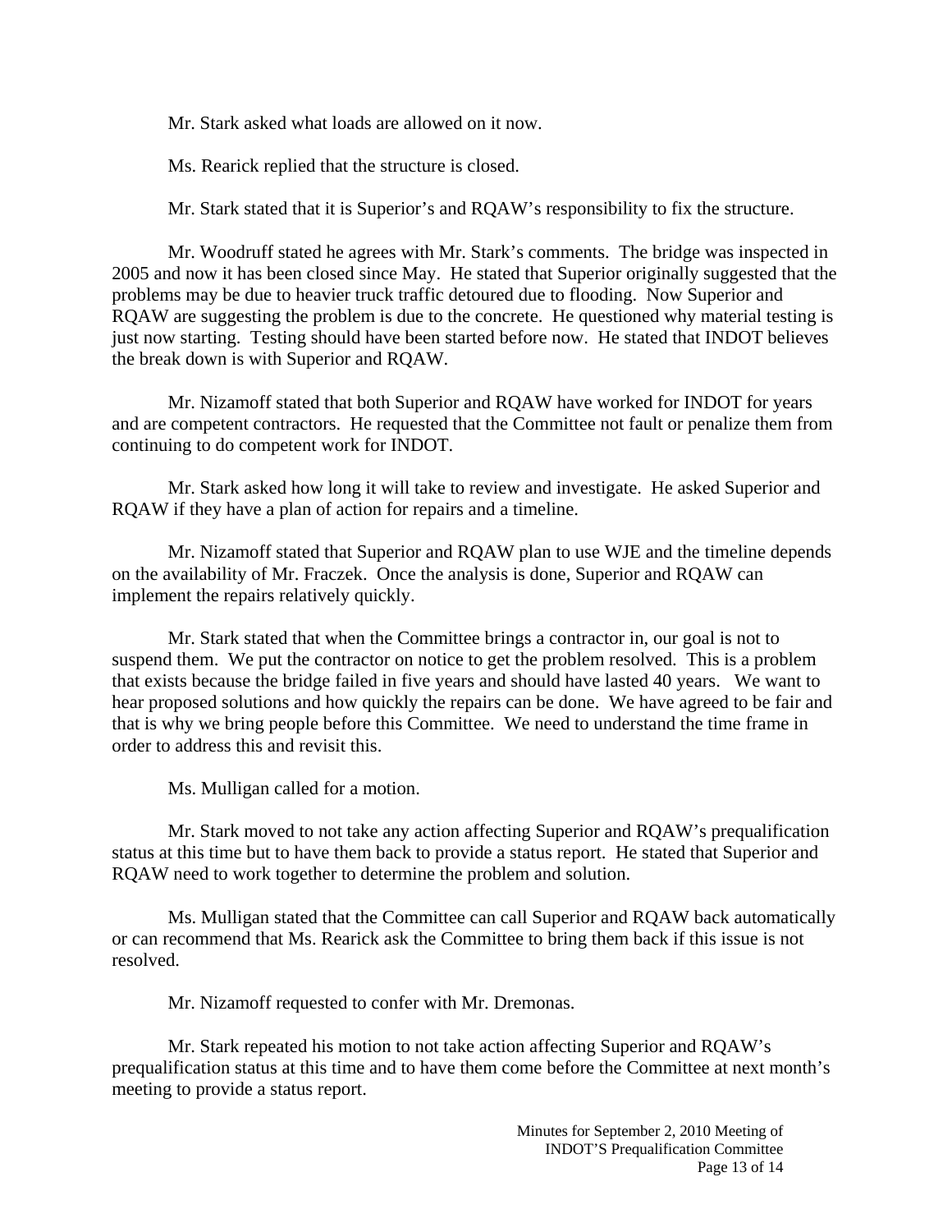Mr. Stark asked what loads are allowed on it now.

Ms. Rearick replied that the structure is closed.

Mr. Stark stated that it is Superior's and RQAW's responsibility to fix the structure.

Mr. Woodruff stated he agrees with Mr. Stark's comments. The bridge was inspected in 2005 and now it has been closed since May. He stated that Superior originally suggested that the problems may be due to heavier truck traffic detoured due to flooding. Now Superior and RQAW are suggesting the problem is due to the concrete. He questioned why material testing is just now starting. Testing should have been started before now. He stated that INDOT believes the break down is with Superior and RQAW.

Mr. Nizamoff stated that both Superior and RQAW have worked for INDOT for years and are competent contractors. He requested that the Committee not fault or penalize them from continuing to do competent work for INDOT.

Mr. Stark asked how long it will take to review and investigate. He asked Superior and RQAW if they have a plan of action for repairs and a timeline.

Mr. Nizamoff stated that Superior and RQAW plan to use WJE and the timeline depends on the availability of Mr. Fraczek. Once the analysis is done, Superior and RQAW can implement the repairs relatively quickly.

Mr. Stark stated that when the Committee brings a contractor in, our goal is not to suspend them. We put the contractor on notice to get the problem resolved. This is a problem that exists because the bridge failed in five years and should have lasted 40 years. We want to hear proposed solutions and how quickly the repairs can be done. We have agreed to be fair and that is why we bring people before this Committee. We need to understand the time frame in order to address this and revisit this.

Ms. Mulligan called for a motion.

Mr. Stark moved to not take any action affecting Superior and RQAW's prequalification status at this time but to have them back to provide a status report. He stated that Superior and RQAW need to work together to determine the problem and solution.

Ms. Mulligan stated that the Committee can call Superior and RQAW back automatically or can recommend that Ms. Rearick ask the Committee to bring them back if this issue is not resolved.

Mr. Nizamoff requested to confer with Mr. Dremonas.

Mr. Stark repeated his motion to not take action affecting Superior and RQAW's prequalification status at this time and to have them come before the Committee at next month's meeting to provide a status report.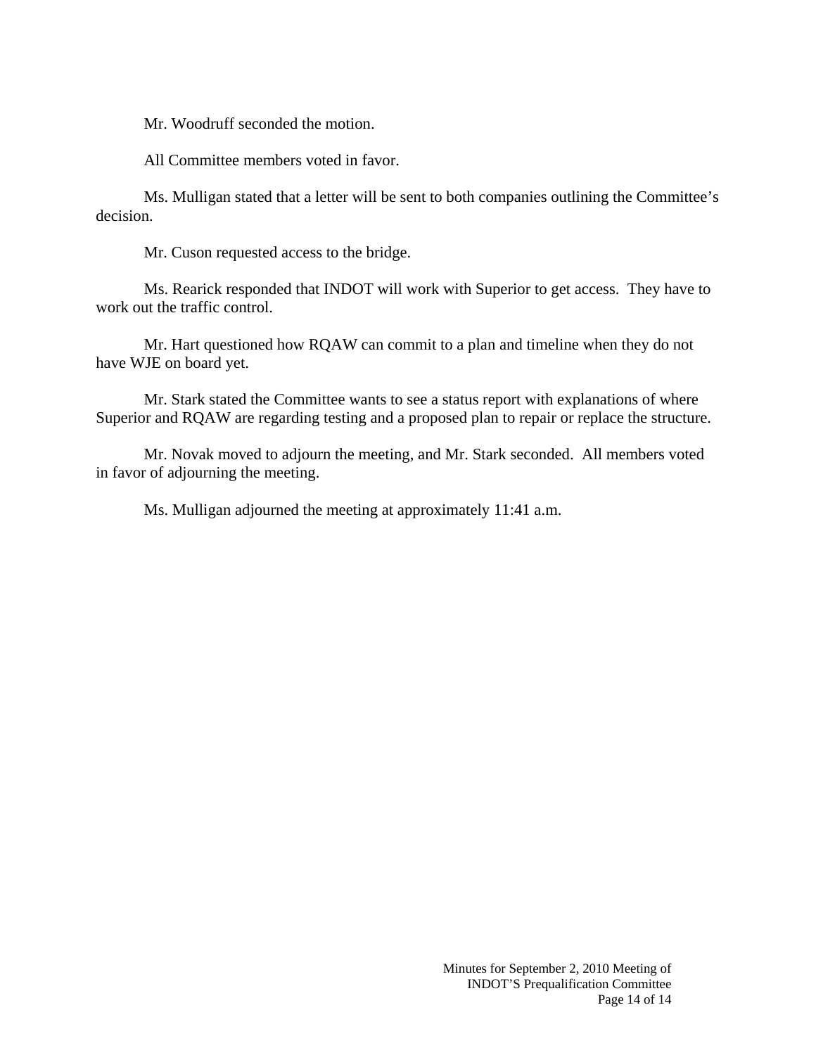Mr. Woodruff seconded the motion.

All Committee members voted in favor.

Ms. Mulligan stated that a letter will be sent to both companies outlining the Committee's decision.

Mr. Cuson requested access to the bridge.

Ms. Rearick responded that INDOT will work with Superior to get access. They have to work out the traffic control.

Mr. Hart questioned how RQAW can commit to a plan and timeline when they do not have WJE on board yet.

Mr. Stark stated the Committee wants to see a status report with explanations of where Superior and RQAW are regarding testing and a proposed plan to repair or replace the structure.

Mr. Novak moved to adjourn the meeting, and Mr. Stark seconded. All members voted in favor of adjourning the meeting.

Ms. Mulligan adjourned the meeting at approximately 11:41 a.m.